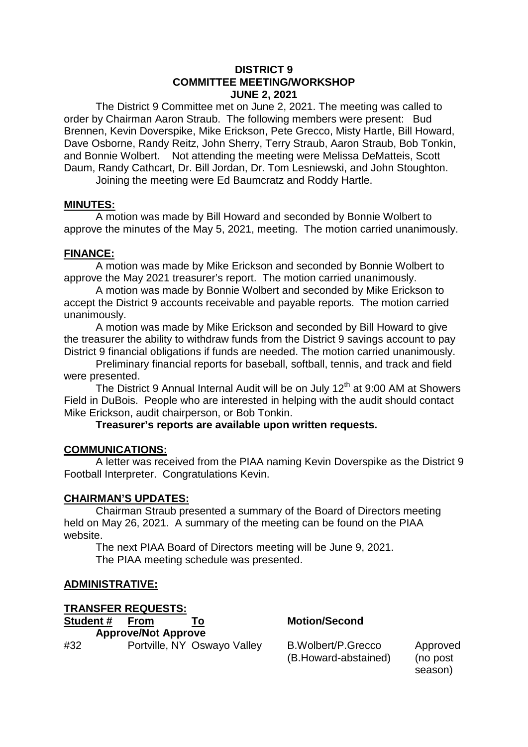**DISTRICT 9**
**COMMITTEE MEETING/WORKSHOP**
**JUNE 2, 2021**

The District 9 Committee met on June 2, 2021. The meeting was called to order by Chairman Aaron Straub. The following members were present: Bud Brennen, Kevin Doverspike, Mike Erickson, Pete Grecco, Misty Hartle, Bill Howard, Dave Osborne, Randy Reitz, John Sherry, Terry Straub, Aaron Straub, Bob Tonkin, and Bonnie Wolbert. Not attending the meeting were Melissa DeMatteis, Scott Daum, Randy Cathcart, Dr. Bill Jordan, Dr. Tom Lesniewski, and John Stoughton.

Joining the meeting were Ed Baumcratz and Roddy Hartle.

## MINUTES:

A motion was made by Bill Howard and seconded by Bonnie Wolbert to approve the minutes of the May 5, 2021, meeting. The motion carried unanimously.

## FINANCE:

A motion was made by Mike Erickson and seconded by Bonnie Wolbert to approve the May 2021 treasurer's report. The motion carried unanimously.

A motion was made by Bonnie Wolbert and seconded by Mike Erickson to accept the District 9 accounts receivable and payable reports. The motion carried unanimously.

A motion was made by Mike Erickson and seconded by Bill Howard to give the treasurer the ability to withdraw funds from the District 9 savings account to pay District 9 financial obligations if funds are needed. The motion carried unanimously.

Preliminary financial reports for baseball, softball, tennis, and track and field were presented.

The District 9 Annual Internal Audit will be on July 12th at 9:00 AM at Showers Field in DuBois. People who are interested in helping with the audit should contact Mike Erickson, audit chairperson, or Bob Tonkin.

**Treasurer's reports are available upon written requests.**

## COMMUNICATIONS:

A letter was received from the PIAA naming Kevin Doverspike as the District 9 Football Interpreter. Congratulations Kevin.

## CHAIRMAN'S UPDATES:

Chairman Straub presented a summary of the Board of Directors meeting held on May 26, 2021. A summary of the meeting can be found on the PIAA website.

The next PIAA Board of Directors meeting will be June 9, 2021.

The PIAA meeting schedule was presented.

## ADMINISTRATIVE:

## TRANSFER REQUESTS:

| Student # | From | To | Motion/Second | Approve/Not Approve |
|---|---|---|---|---|
| #32 | Portville, NY | Oswayo Valley | B.Wolbert/P.Grecco (B.Howard-abstained) | Approved (no post season) |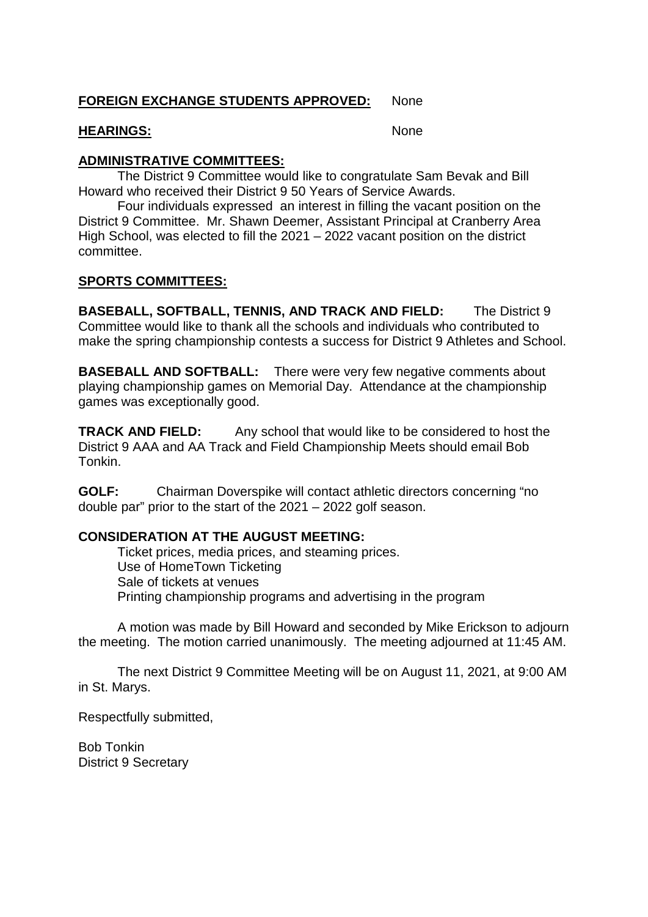**FOREIGN EXCHANGE STUDENTS APPROVED:** None

**HEARINGS:** None

**ADMINISTRATIVE COMMITTEES:**

The District 9 Committee would like to congratulate Sam Bevak and Bill Howard who received their District 9 50 Years of Service Awards.

Four individuals expressed an interest in filling the vacant position on the District 9 Committee. Mr. Shawn Deemer, Assistant Principal at Cranberry Area High School, was elected to fill the 2021 – 2022 vacant position on the district committee.

**SPORTS COMMITTEES:**

**BASEBALL, SOFTBALL, TENNIS, AND TRACK AND FIELD:** The District 9 Committee would like to thank all the schools and individuals who contributed to make the spring championship contests a success for District 9 Athletes and School.

**BASEBALL AND SOFTBALL:** There were very few negative comments about playing championship games on Memorial Day. Attendance at the championship games was exceptionally good.

**TRACK AND FIELD:** Any school that would like to be considered to host the District 9 AAA and AA Track and Field Championship Meets should email Bob Tonkin.

**GOLF:** Chairman Doverspike will contact athletic directors concerning "no double par" prior to the start of the 2021 – 2022 golf season.

**CONSIDERATION AT THE AUGUST MEETING:**

Ticket prices, media prices, and steaming prices.
Use of HomeTown Ticketing
Sale of tickets at venues
Printing championship programs and advertising in the program

A motion was made by Bill Howard and seconded by Mike Erickson to adjourn the meeting. The motion carried unanimously. The meeting adjourned at 11:45 AM.

The next District 9 Committee Meeting will be on August 11, 2021, at 9:00 AM in St. Marys.

Respectfully submitted,

Bob Tonkin
District 9 Secretary